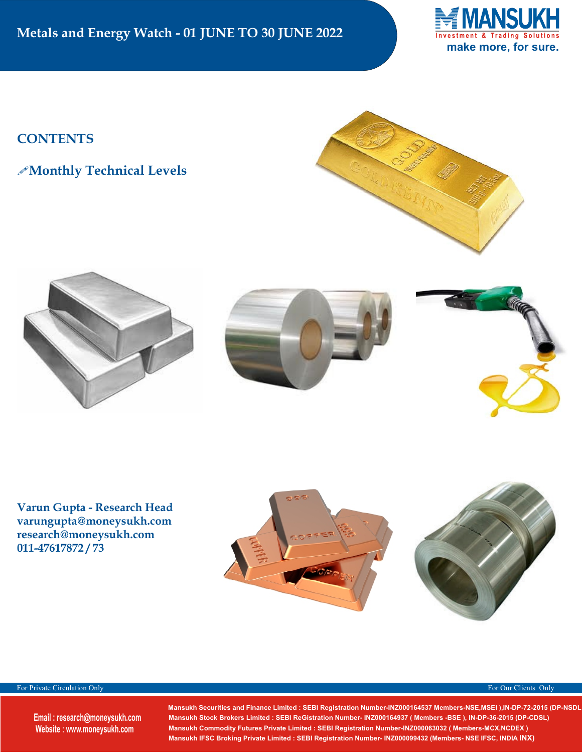# Metals and Energy Watch - 01 JUNE TO 30 JUNE 2022

MANSUKH
Investment & Trading Solutions
make more, for sure.

## CONTENTS

## ✐Monthly Technical Levels

**Varun Gupta - Research Head**
**varungupta@moneysukh.com**
**research@moneysukh.com**
**011-47617872 / 73**

For Private Circulation Only

For Our Clients Only

Email : research@moneysukh.com
Website : www.moneysukh.com

Mansukh Securities and Finance Limited : SEBI Registration Number-INZ000164537 Members-NSE,MSEI ),IN-DP-72-2015 (DP-NSDL)
Mansukh Stock Brokers Limited : SEBI ReGistration Number- INZ000164937 ( Members -BSE ), IN-DP-36-2015 (DP-CDSL)
Mansukh Commodity Futures Private Limited : SEBI Registration Number-INZ000063032 ( Members-MCX,NCDEX )
Mansukh IFSC Broking Private Limited : SEBI Registration Number- INZ000099432 (Members- NSE IFSC, INDIA INX)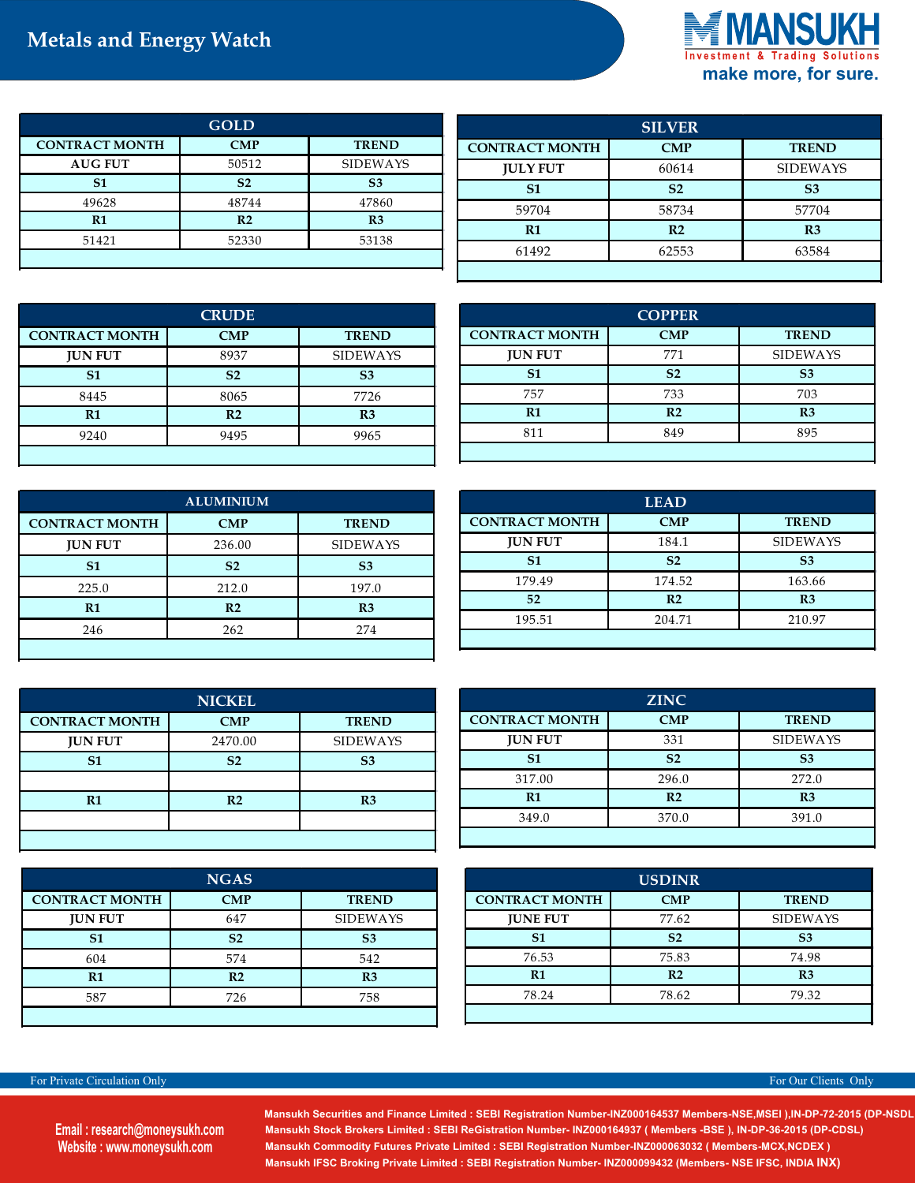# Metals and Energy Watch

MANSUKH
Investment & Trading Solutions
make more, for sure.

## GOLD

| CONTRACT MONTH | CMP | TREND |
|---|---|---|
| AUG FUT | 50512 | SIDEWAYS |
| S1 | S2 | S3 |
| 49628 | 48744 | 47860 |
| R1 | R2 | R3 |
| 51421 | 52330 | 53138 |

## SILVER

| CONTRACT MONTH | CMP | TREND |
|---|---|---|
| JULY FUT | 60614 | SIDEWAYS |
| S1 | S2 | S3 |
| 59704 | 58734 | 57704 |
| R1 | R2 | R3 |
| 61492 | 62553 | 63584 |

## CRUDE

| CONTRACT MONTH | CMP | TREND |
|---|---|---|
| JUN FUT | 8937 | SIDEWAYS |
| S1 | S2 | S3 |
| 8445 | 8065 | 7726 |
| R1 | R2 | R3 |
| 9240 | 9495 | 9965 |

## COPPER

| CONTRACT MONTH | CMP | TREND |
|---|---|---|
| JUN FUT | 771 | SIDEWAYS |
| S1 | S2 | S3 |
| 757 | 733 | 703 |
| R1 | R2 | R3 |
| 811 | 849 | 895 |

## ALUMINIUM

| CONTRACT MONTH | CMP | TREND |
|---|---|---|
| JUN FUT | 236.00 | SIDEWAYS |
| S1 | S2 | S3 |
| 225.0 | 212.0 | 197.0 |
| R1 | R2 | R3 |
| 246 | 262 | 274 |

## LEAD

| CONTRACT MONTH | CMP | TREND |
|---|---|---|
| JUN FUT | 184.1 | SIDEWAYS |
| S1 | S2 | S3 |
| 179.49 | 174.52 | 163.66 |
| 52 | R2 | R3 |
| 195.51 | 204.71 | 210.97 |

## NICKEL

| CONTRACT MONTH | CMP | TREND |
|---|---|---|
| JUN FUT | 2470.00 | SIDEWAYS |
| S1 | S2 | S3 |
| | | |
| R1 | R2 | R3 |
| | | |

## ZINC

| CONTRACT MONTH | CMP | TREND |
|---|---|---|
| JUN FUT | 331 | SIDEWAYS |
| S1 | S2 | S3 |
| 317.00 | 296.0 | 272.0 |
| R1 | R2 | R3 |
| 349.0 | 370.0 | 391.0 |

## NGAS

| CONTRACT MONTH | CMP | TREND |
|---|---|---|
| JUN FUT | 647 | SIDEWAYS |
| S1 | S2 | S3 |
| 604 | 574 | 542 |
| R1 | R2 | R3 |
| 587 | 726 | 758 |

## USDINR

| CONTRACT MONTH | CMP | TREND |
|---|---|---|
| JUNE FUT | 77.62 | SIDEWAYS |
| S1 | S2 | S3 |
| 76.53 | 75.83 | 74.98 |
| R1 | R2 | R3 |
| 78.24 | 78.62 | 79.32 |

For Private Circulation Only

For Our Clients Only

Email : research@moneysukh.com
Website : www.moneysukh.com

Mansukh Securities and Finance Limited : SEBI Registration Number-INZ000164537 Members-NSE,MSEI ),IN-DP-72-2015 (DP-NSDL

Mansukh Stock Brokers Limited : SEBI ReGistration Number- INZ000164937 ( Members -BSE ), IN-DP-36-2015 (DP-CDSL)

Mansukh Commodity Futures Private Limited : SEBI Registration Number-INZ000063032 ( Members-MCX,NCDEX )

Mansukh IFSC Broking Private Limited : SEBI Registration Number- INZ000099432 (Members- NSE IFSC, INDIA INX)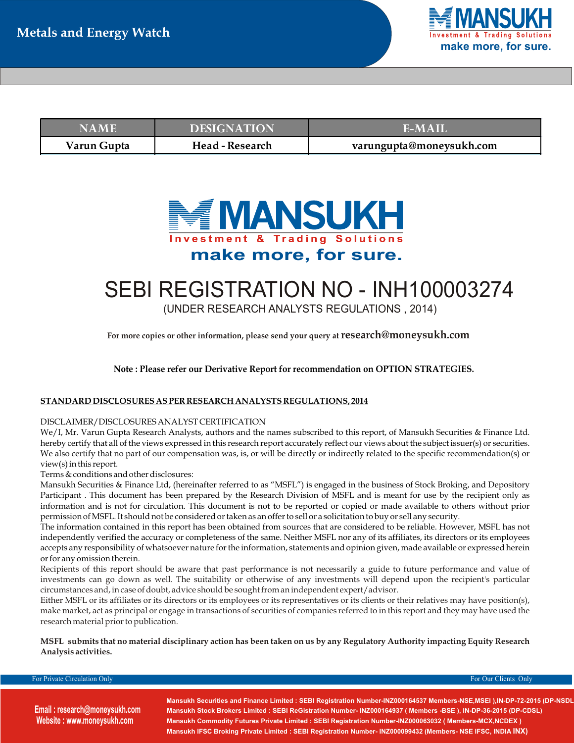| NAME | DESIGNATION | E-MAIL |
|---|---|---|
| Varun Gupta | Head - Research | varungupta@moneysukh.com |

MANSUKH
Investment & Trading Solutions
make more, for sure.

# SEBI REGISTRATION NO - INH100003274

(UNDER RESEARCH ANALYSTS REGULATIONS , 2014)

For more copies or other information, please send your query at **research@moneysukh.com**

**Note : Please refer our Derivative Report for recommendation on OPTION STRATEGIES.**

**STANDARD DISCLOSURES AS PER RESEARCH ANALYSTS REGULATIONS, 2014**

DISCLAIMER/DISCLOSURES ANALYST CERTIFICATION

We/I, Mr. Varun Gupta Research Analysts, authors and the names subscribed to this report, of Mansukh Securities & Finance Ltd. hereby certify that all of the views expressed in this research report accurately reflect our views about the subject issuer(s) or securities. We also certify that no part of our compensation was, is, or will be directly or indirectly related to the specific recommendation(s) or view(s) in this report.

Terms & conditions and other disclosures:

Mansukh Securities & Finance Ltd, (hereinafter referred to as "MSFL") is engaged in the business of Stock Broking, and Depository Participant . This document has been prepared by the Research Division of MSFL and is meant for use by the recipient only as information and is not for circulation. This document is not to be reported or copied or made available to others without prior permission of MSFL. It should not be considered or taken as an offer to sell or a solicitation to buy or sell any security.

The information contained in this report has been obtained from sources that are considered to be reliable. However, MSFL has not independently verified the accuracy or completeness of the same. Neither MSFL nor any of its affiliates, its directors or its employees accepts any responsibility of whatsoever nature for the information, statements and opinion given, made available or expressed herein or for any omission therein.

Recipients of this report should be aware that past performance is not necessarily a guide to future performance and value of investments can go down as well. The suitability or otherwise of any investments will depend upon the recipient's particular circumstances and, in case of doubt, advice should be sought from an independent expert/advisor.

Either MSFL or its affiliates or its directors or its employees or its representatives or its clients or their relatives may have position(s), make market, act as principal or engage in transactions of securities of companies referred to in this report and they may have used the research material prior to publication.

**MSFL submits that no material disciplinary action has been taken on us by any Regulatory Authority impacting Equity Research Analysis activities.**

For Private Circulation Only

For Our Clients Only

Email : research@moneysukh.com
Website : www.moneysukh.com

Mansukh Securities and Finance Limited : SEBI Registration Number-INZ000164537 Members-NSE,MSEI ),IN-DP-72-2015 (DP-NSDL)
Mansukh Stock Brokers Limited : SEBI ReGistration Number- INZ000164937 ( Members -BSE ), IN-DP-36-2015 (DP-CDSL)
Mansukh Commodity Futures Private Limited : SEBI Registration Number-INZ000063032 ( Members-MCX,NCDEX )
Mansukh IFSC Broking Private Limited : SEBI Registration Number- INZ000099432 (Members- NSE IFSC, INDIA INX)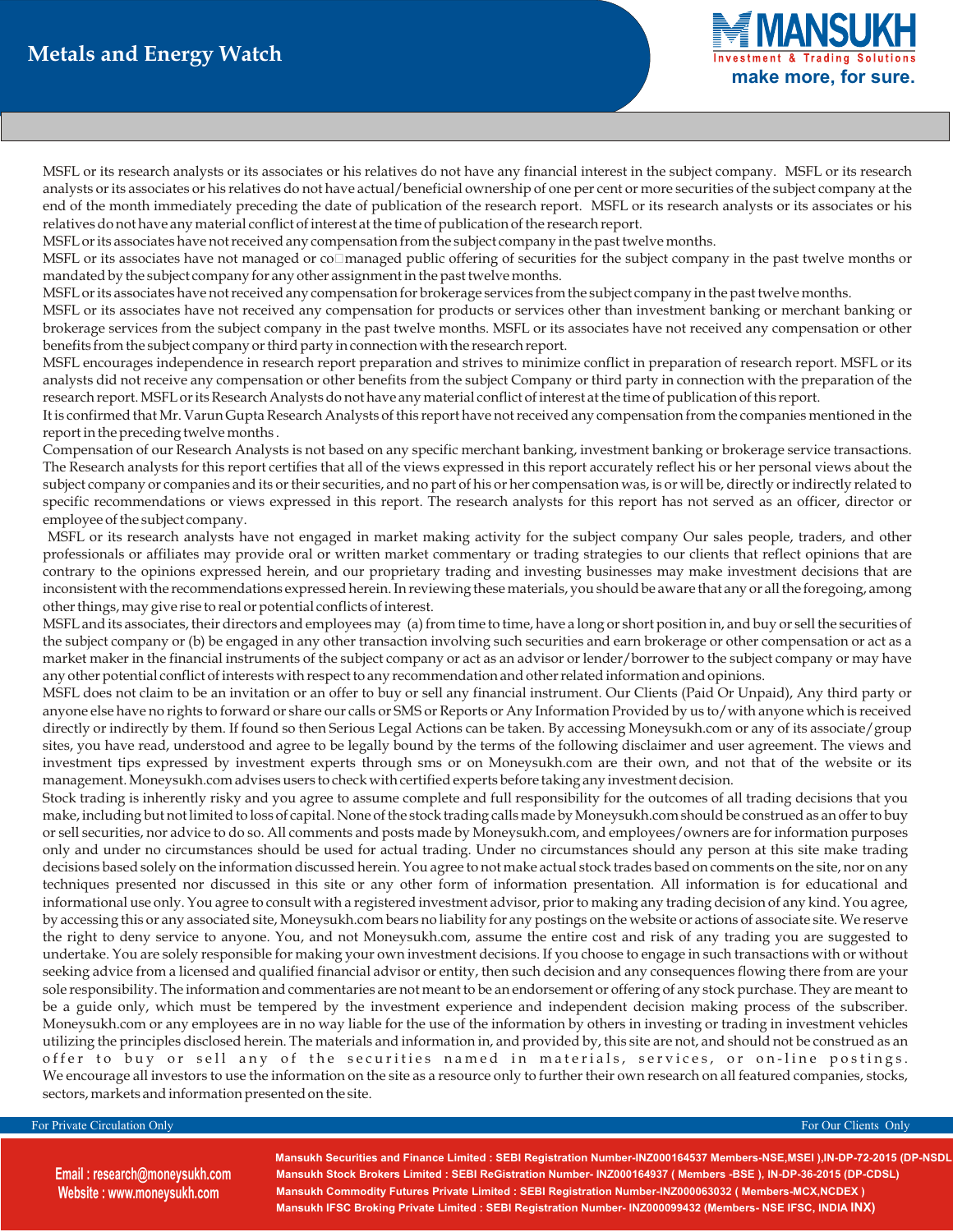MSFL or its research analysts or its associates or his relatives do not have any financial interest in the subject company. MSFL or its research analysts or its associates or his relatives do not have actual/beneficial ownership of one per cent or more securities of the subject company at the end of the month immediately preceding the date of publication of the research report. MSFL or its research analysts or its associates or his relatives do not have any material conflict of interest at the time of publication of the research report.

MSFL or its associates have not received any compensation from the subject company in the past twelve months.

MSFL or its associates have not managed or co-managed public offering of securities for the subject company in the past twelve months or mandated by the subject company for any other assignment in the past twelve months.

MSFL or its associates have not received any compensation for brokerage services from the subject company in the past twelve months.

MSFL or its associates have not received any compensation for products or services other than investment banking or merchant banking or brokerage services from the subject company in the past twelve months. MSFL or its associates have not received any compensation or other benefits from the subject company or third party in connection with the research report.

MSFL encourages independence in research report preparation and strives to minimize conflict in preparation of research report. MSFL or its analysts did not receive any compensation or other benefits from the subject Company or third party in connection with the preparation of the research report. MSFL or its Research Analysts do not have any material conflict of interest at the time of publication of this report.

It is confirmed that Mr. Varun Gupta Research Analysts of this report have not received any compensation from the companies mentioned in the report in the preceding twelve months .

Compensation of our Research Analysts is not based on any specific merchant banking, investment banking or brokerage service transactions. The Research analysts for this report certifies that all of the views expressed in this report accurately reflect his or her personal views about the subject company or companies and its or their securities, and no part of his or her compensation was, is or will be, directly or indirectly related to specific recommendations or views expressed in this report. The research analysts for this report has not served as an officer, director or employee of the subject company.

MSFL or its research analysts have not engaged in market making activity for the subject company Our sales people, traders, and other professionals or affiliates may provide oral or written market commentary or trading strategies to our clients that reflect opinions that are contrary to the opinions expressed herein, and our proprietary trading and investing businesses may make investment decisions that are inconsistent with the recommendations expressed herein. In reviewing these materials, you should be aware that any or all the foregoing, among other things, may give rise to real or potential conflicts of interest.

MSFL and its associates, their directors and employees may (a) from time to time, have a long or short position in, and buy or sell the securities of the subject company or (b) be engaged in any other transaction involving such securities and earn brokerage or other compensation or act as a market maker in the financial instruments of the subject company or act as an advisor or lender/borrower to the subject company or may have any other potential conflict of interests with respect to any recommendation and other related information and opinions.

MSFL does not claim to be an invitation or an offer to buy or sell any financial instrument. Our Clients (Paid Or Unpaid), Any third party or anyone else have no rights to forward or share our calls or SMS or Reports or Any Information Provided by us to/with anyone which is received directly or indirectly by them. If found so then Serious Legal Actions can be taken. By accessing Moneysukh.com or any of its associate/group sites, you have read, understood and agree to be legally bound by the terms of the following disclaimer and user agreement. The views and investment tips expressed by investment experts through sms or on Moneysukh.com are their own, and not that of the website or its management. Moneysukh.com advises users to check with certified experts before taking any investment decision.

Stock trading is inherently risky and you agree to assume complete and full responsibility for the outcomes of all trading decisions that you make, including but not limited to loss of capital. None of the stock trading calls made by Moneysukh.com should be construed as an offer to buy or sell securities, nor advice to do so. All comments and posts made by Moneysukh.com, and employees/owners are for information purposes only and under no circumstances should be used for actual trading. Under no circumstances should any person at this site make trading decisions based solely on the information discussed herein. You agree to not make actual stock trades based on comments on the site, nor on any techniques presented nor discussed in this site or any other form of information presentation. All information is for educational and informational use only. You agree to consult with a registered investment advisor, prior to making any trading decision of any kind. You agree, by accessing this or any associated site, Moneysukh.com bears no liability for any postings on the website or actions of associate site. We reserve the right to deny service to anyone. You, and not Moneysukh.com, assume the entire cost and risk of any trading you are suggested to undertake. You are solely responsible for making your own investment decisions. If you choose to engage in such transactions with or without seeking advice from a licensed and qualified financial advisor or entity, then such decision and any consequences flowing there from are your sole responsibility. The information and commentaries are not meant to be an endorsement or offering of any stock purchase. They are meant to be a guide only, which must be tempered by the investment experience and independent decision making process of the subscriber. Moneysukh.com or any employees are in no way liable for the use of the information by others in investing or trading in investment vehicles utilizing the principles disclosed herein. The materials and information in, and provided by, this site are not, and should not be construed as an offer to buy or sell any of the securities named in materials, services, or on-line postings. We encourage all investors to use the information on the site as a resource only to further their own research on all featured companies, stocks, sectors, markets and information presented on the site.

For Private Circulation Only | For Our Clients Only

Email : research@moneysukh.com
Website : www.moneysukh.com

Mansukh Securities and Finance Limited : SEBI Registration Number-INZ000164537 Members-NSE,MSEI ),IN-DP-72-2015 (DP-NSDL)
Mansukh Stock Brokers Limited : SEBI ReGistration Number- INZ000164937 ( Members -BSE ), IN-DP-36-2015 (DP-CDSL)
Mansukh Commodity Futures Private Limited : SEBI Registration Number-INZ000063032 ( Members-MCX,NCDEX )
Mansukh IFSC Broking Private Limited : SEBI Registration Number- INZ000099432 (Members- NSE IFSC, INDIA INX)